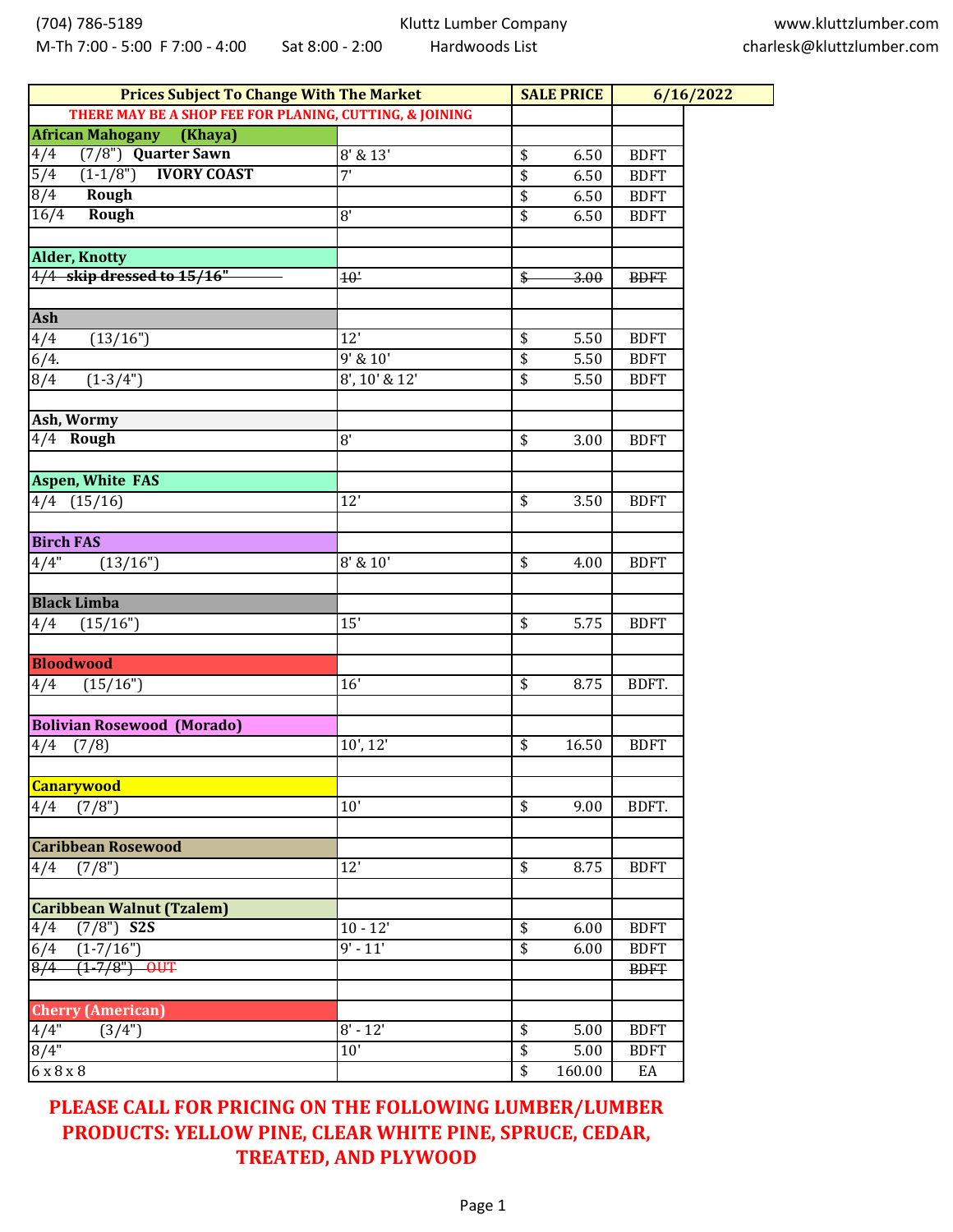(704) 786-5189 | Kluttz Lumber Company | www.kluttzlumber.com

M-Th 7:00 - 5:00 F 7:00 - 4:00 Sat 8:00 - 2:00 | Hardwoods List | charlesk@kluttzlumber.com

| Prices Subject To Change With The Market | | SALE PRICE | 6/16/2022 |
|---|---|---|---|
| **THERE MAY BE A SHOP FEE FOR PLANING, CUTTING, & JOINING** | | | |
| **African Mahogany (Khaya)** | | | |
| 4/4 (7/8") **Quarter Sawn** | 8' & 13' | $ 6.50 | BDFT |
| 5/4 (1-1/8") **IVORY COAST** | 7' | $ 6.50 | BDFT |
| 8/4 **Rough** | | $ 6.50 | BDFT |
| 16/4 **Rough** | 8' | $ 6.50 | BDFT |
| | | | |
| **Alder, Knotty** | | | |
| ~~4/4 skip dressed to 15/16"~~ | ~~10'~~ | ~~$ 3.00~~ | ~~BDFT~~ |
| | | | |
| **Ash** | | | |
| 4/4 (13/16") | 12' | $ 5.50 | BDFT |
| 6/4. | 9' & 10' | $ 5.50 | BDFT |
| 8/4 (1-3/4") | 8', 10' & 12' | $ 5.50 | BDFT |
| | | | |
| **Ash, Wormy** | | | |
| 4/4 **Rough** | 8' | $ 3.00 | BDFT |
| | | | |
| **Aspen, White FAS** | | | |
| 4/4 (15/16) | 12' | $ 3.50 | BDFT |
| | | | |
| **Birch FAS** | | | |
| 4/4" (13/16") | 8' & 10' | $ 4.00 | BDFT |
| | | | |
| **Black Limba** | | | |
| 4/4 (15/16") | 15' | $ 5.75 | BDFT |
| | | | |
| **Bloodwood** | | | |
| 4/4 (15/16") | 16' | $ 8.75 | BDFT. |
| | | | |
| **Bolivian Rosewood (Morado)** | | | |
| 4/4 (7/8) | 10', 12' | $ 16.50 | BDFT |
| | | | |
| **Canarywood** | | | |
| 4/4 (7/8") | 10' | $ 9.00 | BDFT. |
| | | | |
| **Caribbean Rosewood** | | | |
| 4/4 (7/8") | 12' | $ 8.75 | BDFT |
| | | | |
| **Caribbean Walnut (Tzalem)** | | | |
| 4/4 (7/8") **S2S** | 10 - 12' | $ 6.00 | BDFT |
| 6/4 (1-7/16") | 9' - 11' | $ 6.00 | BDFT |
| ~~8/4 (1-7/8") OUT~~ | | | ~~BDFT~~ |
| | | | |
| **Cherry (American)** | | | |
| 4/4" (3/4") | 8' - 12' | $ 5.00 | BDFT |
| 8/4" | 10' | $ 5.00 | BDFT |
| 6 x 8 x 8 | | $ 160.00 | EA |

**PLEASE CALL FOR PRICING ON THE FOLLOWING LUMBER/LUMBER PRODUCTS: YELLOW PINE, CLEAR WHITE PINE, SPRUCE, CEDAR, TREATED, AND PLYWOOD**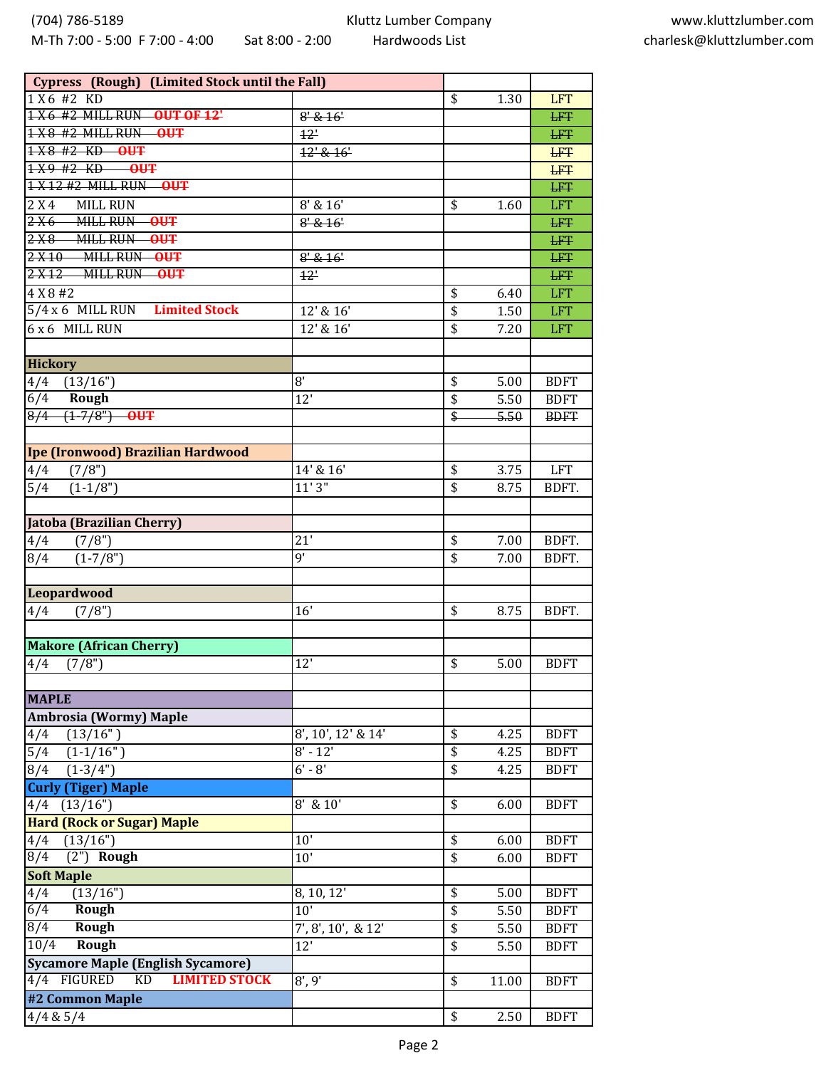(704) 786-5189 | Kluttz Lumber Company | www.kluttzlumber.com
M-Th 7:00 - 5:00 F 7:00 - 4:00 Sat 8:00 - 2:00 | Hardwoods List | charlesk@kluttzlumber.com

| Cypress (Rough) (Limited Stock until the Fall) | | | |
|---|---|---|---|
| 1 X 6 #2 KD | | $ 1.30 | LFT |
| ~~1 X 6 #2 MILL RUN~~ OUT OF 12' | ~~8' & 16'~~ | | ~~LFT~~ |
| ~~1 X 8 #2 MILL RUN~~ OUT | ~~12'~~ | | ~~LFT~~ |
| ~~1 X 8 #2 KD~~ OUT | ~~12' & 16'~~ | | ~~LFT~~ |
| ~~1 X 9 #2 KD~~ OUT | | | ~~LFT~~ |
| ~~1 X 12 #2 MILL RUN~~ OUT | | | ~~LFT~~ |
| 2 X 4 MILL RUN | 8' & 16' | $ 1.60 | LFT |
| ~~2 X 6 MILL RUN~~ OUT | ~~8' & 16'~~ | | ~~LFT~~ |
| ~~2 X 8 MILL RUN~~ OUT | | | ~~LFT~~ |
| ~~2 X 10 MILL RUN~~ OUT | ~~8' & 16'~~ | | ~~LFT~~ |
| ~~2 X 12 MILL RUN~~ OUT | ~~12'~~ | | ~~LFT~~ |
| 4 X 8 #2 | | $ 6.40 | LFT |
| 5/4 x 6 MILL RUN Limited Stock | 12' & 16' | $ 1.50 | LFT |
| 6 x 6 MILL RUN | 12' & 16' | $ 7.20 | LFT |
| | | | |
| **Hickory** | | | |
| 4/4 (13/16") | 8' | $ 5.00 | BDFT |
| 6/4 **Rough** | 12' | $ 5.50 | BDFT |
| ~~8/4 (1-7/8")~~ OUT | | ~~$ 5.50~~ | ~~BDFT~~ |
| | | | |
| **Ipe (Ironwood) Brazilian Hardwood** | | | |
| 4/4 (7/8") | 14' & 16' | $ 3.75 | LFT |
| 5/4 (1-1/8") | 11' 3" | $ 8.75 | BDFT. |
| | | | |
| **Jatoba (Brazilian Cherry)** | | | |
| 4/4 (7/8") | 21' | $ 7.00 | BDFT. |
| 8/4 (1-7/8") | 9' | $ 7.00 | BDFT. |
| | | | |
| **Leopardwood** | | | |
| 4/4 (7/8") | 16' | $ 8.75 | BDFT. |
| | | | |
| **Makore (African Cherry)** | | | |
| 4/4 (7/8") | 12' | $ 5.00 | BDFT |
| | | | |
| **MAPLE** | | | |
| **Ambrosia (Wormy) Maple** | | | |
| 4/4 (13/16" ) | 8', 10', 12' & 14' | $ 4.25 | BDFT |
| 5/4 (1-1/16" ) | 8' - 12' | $ 4.25 | BDFT |
| 8/4 (1-3/4") | 6' - 8' | $ 4.25 | BDFT |
| **Curly (Tiger) Maple** | | | |
| 4/4 (13/16") | 8' & 10' | $ 6.00 | BDFT |
| **Hard (Rock or Sugar) Maple** | | | |
| 4/4 (13/16") | 10' | $ 6.00 | BDFT |
| 8/4 (2") **Rough** | 10' | $ 6.00 | BDFT |
| **Soft Maple** | | | |
| 4/4 (13/16") | 8, 10, 12' | $ 5.00 | BDFT |
| 6/4 **Rough** | 10' | $ 5.50 | BDFT |
| 8/4 **Rough** | 7', 8', 10', & 12' | $ 5.50 | BDFT |
| 10/4 **Rough** | 12' | $ 5.50 | BDFT |
| **Sycamore Maple (English Sycamore)** | | | |
| 4/4 FIGURED KD LIMITED STOCK | 8', 9' | $ 11.00 | BDFT |
| **#2 Common Maple** | | | |
| 4/4 & 5/4 | | $ 2.50 | BDFT |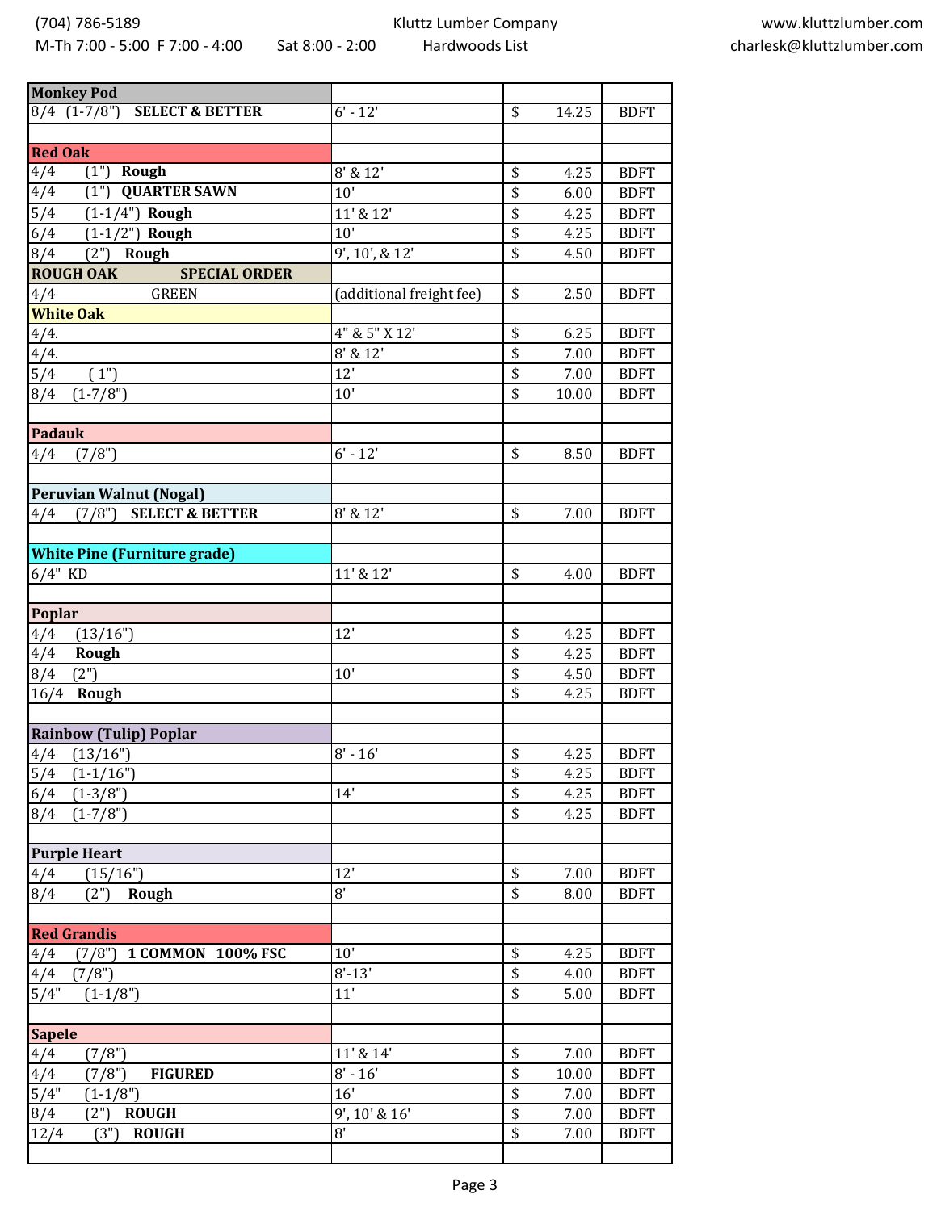(704) 786-5189 — Kluttz Lumber Company — www.kluttzlumber.com

M-Th 7:00 - 5:00 F 7:00 - 4:00 Sat 8:00 - 2:00 — Hardwoods List — charlesk@kluttzlumber.com

| **Monkey Pod** | | | |
|---|---|---|---|
| 8/4 (1-7/8") **SELECT & BETTER** | 6' - 12' | $ 14.25 | BDFT |
| | | | |
| **Red Oak** | | | |
| 4/4 (1") **Rough** | 8' & 12' | $ 4.25 | BDFT |
| 4/4 (1") **QUARTER SAWN** | 10' | $ 6.00 | BDFT |
| 5/4 (1-1/4") **Rough** | 11' & 12' | $ 4.25 | BDFT |
| 6/4 (1-1/2") **Rough** | 10' | $ 4.25 | BDFT |
| 8/4 (2") **Rough** | 9', 10', & 12' | $ 4.50 | BDFT |
| **ROUGH OAK SPECIAL ORDER** | | | |
| 4/4 GREEN | (additional freight fee) | $ 2.50 | BDFT |
| **White Oak** | | | |
| 4/4. | 4" & 5" X 12' | $ 6.25 | BDFT |
| 4/4. | 8' & 12' | $ 7.00 | BDFT |
| 5/4 ( 1") | 12' | $ 7.00 | BDFT |
| 8/4 (1-7/8") | 10' | $ 10.00 | BDFT |
| | | | |
| **Padauk** | | | |
| 4/4 (7/8") | 6' - 12' | $ 8.50 | BDFT |
| | | | |
| **Peruvian Walnut (Nogal)** | | | |
| 4/4 (7/8") **SELECT & BETTER** | 8' & 12' | $ 7.00 | BDFT |
| | | | |
| **White Pine (Furniture grade)** | | | |
| 6/4" KD | 11' & 12' | $ 4.00 | BDFT |
| | | | |
| **Poplar** | | | |
| 4/4 (13/16") | 12' | $ 4.25 | BDFT |
| 4/4 **Rough** | | $ 4.25 | BDFT |
| 8/4 (2") | 10' | $ 4.50 | BDFT |
| 16/4 **Rough** | | $ 4.25 | BDFT |
| | | | |
| **Rainbow (Tulip) Poplar** | | | |
| 4/4 (13/16") | 8' - 16' | $ 4.25 | BDFT |
| 5/4 (1-1/16") | | $ 4.25 | BDFT |
| 6/4 (1-3/8") | 14' | $ 4.25 | BDFT |
| 8/4 (1-7/8") | | $ 4.25 | BDFT |
| | | | |
| **Purple Heart** | | | |
| 4/4 (15/16") | 12' | $ 7.00 | BDFT |
| 8/4 (2") **Rough** | 8' | $ 8.00 | BDFT |
| | | | |
| **Red Grandis** | | | |
| 4/4 (7/8") **1 COMMON 100% FSC** | 10' | $ 4.25 | BDFT |
| 4/4 (7/8") | 8'-13' | $ 4.00 | BDFT |
| 5/4" (1-1/8") | 11' | $ 5.00 | BDFT |
| | | | |
| **Sapele** | | | |
| 4/4 (7/8") | 11' & 14' | $ 7.00 | BDFT |
| 4/4 (7/8") **FIGURED** | 8' - 16' | $ 10.00 | BDFT |
| 5/4" (1-1/8") | 16' | $ 7.00 | BDFT |
| 8/4 (2") **ROUGH** | 9', 10' & 16' | $ 7.00 | BDFT |
| 12/4 (3") **ROUGH** | 8' | $ 7.00 | BDFT |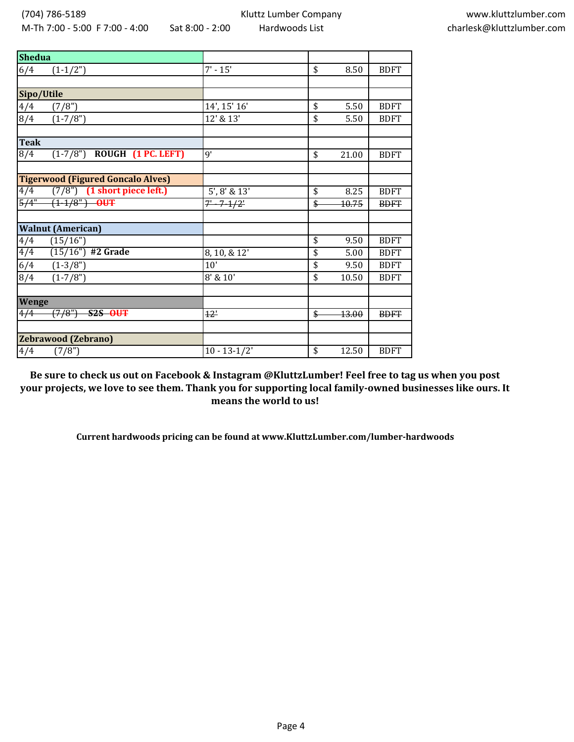| Shedua | | | |
|---|---|---|---|
| 6/4 (1-1/2") | 7' - 15' | $ 8.50 | BDFT |
| | | | |
| **Sipo/Utile** | | | |
| 4/4 (7/8") | 14', 15' 16' | $ 5.50 | BDFT |
| 8/4 (1-7/8") | 12' & 13' | $ 5.50 | BDFT |
| | | | |
| **Teak** | | | |
| 8/4 (1-7/8") **ROUGH (1 PC. LEFT)** | 9' | $ 21.00 | BDFT |
| | | | |
| **Tigerwood (Figured Goncalo Alves)** | | | |
| 4/4 (7/8") **(1 short piece left.)** | 5', 8' & 13' | $ 8.25 | BDFT |
| ~~5/4" (1-1/8") **OUT**~~ | ~~7' - 7-1/2'~~ | ~~$ 10.75~~ | ~~BDFT~~ |
| | | | |
| **Walnut (American)** | | | |
| 4/4 (15/16") | | $ 9.50 | BDFT |
| 4/4 (15/16") **#2 Grade** | 8, 10, & 12' | $ 5.00 | BDFT |
| 6/4 (1-3/8") | 10' | $ 9.50 | BDFT |
| 8/4 (1-7/8") | 8' & 10' | $ 10.50 | BDFT |
| | | | |
| **Wenge** | | | |
| ~~4/4 (7/8") **S2S OUT**~~ | ~~12'~~ | ~~$ 13.00~~ | ~~BDFT~~ |
| | | | |
| **Zebrawood (Zebrano)** | | | |
| 4/4 (7/8") | 10 - 13-1/2' | $ 12.50 | BDFT |

**Be sure to check us out on Facebook & Instagram @KluttzLumber! Feel free to tag us when you post your projects, we love to see them. Thank you for supporting local family-owned businesses like ours. It means the world to us!**

**Current hardwoods pricing can be found at www.KluttzLumber.com/lumber-hardwoods**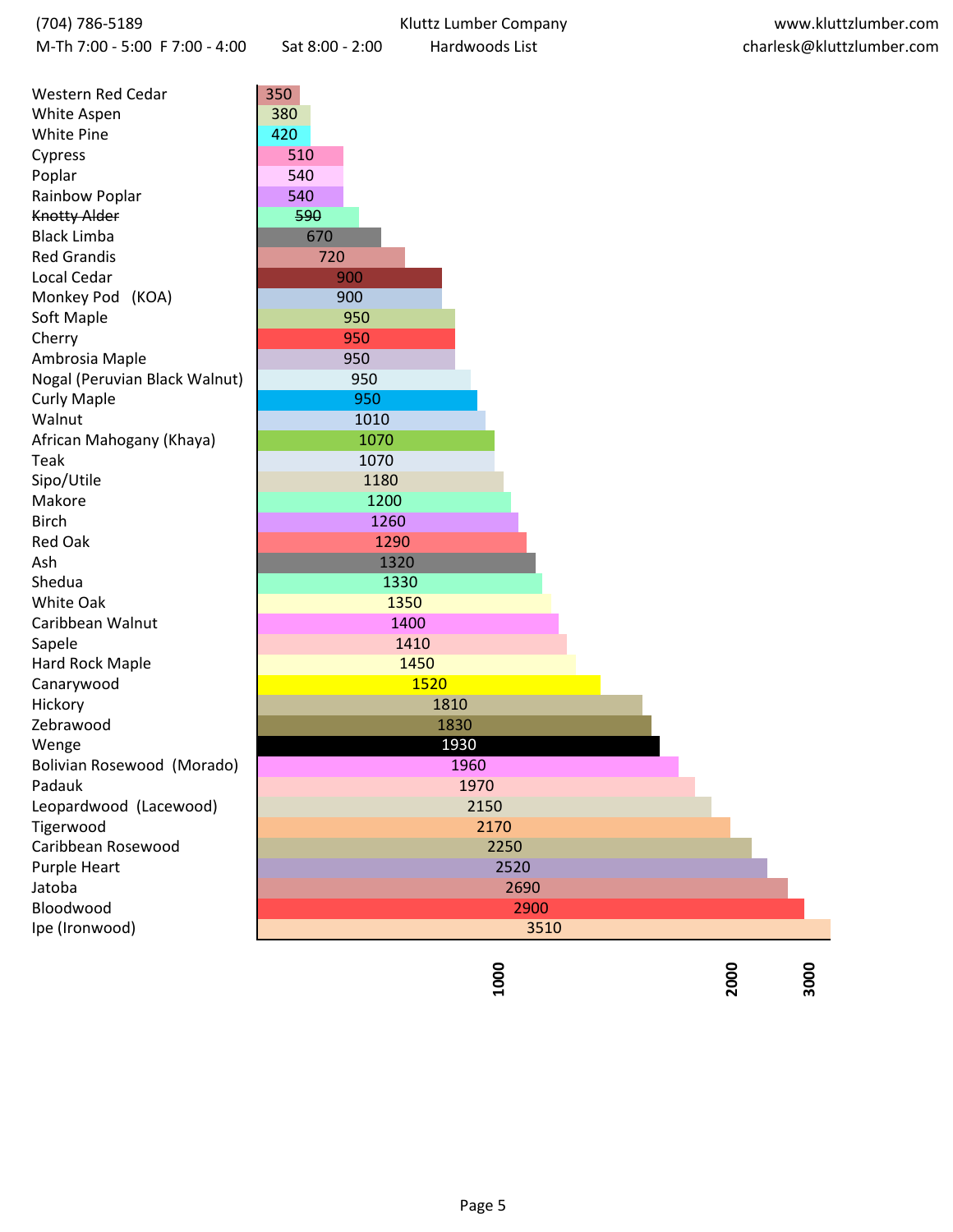(704) 786-5189
M-Th 7:00 - 5:00 F 7:00 - 4:00 Sat 8:00 - 2:00

Kluttz Lumber Company
Hardwoods List

www.kluttzlumber.com
charlesk@kluttzlumber.com

Western Red Cedar 350
White Aspen 380
White Pine 420
Cypress 510
Poplar 540
Rainbow Poplar 540
~~Knotty Alder~~ ~~590~~
Black Limba 670
Red Grandis 720
Local Cedar 900
Monkey Pod (KOA) 900
Soft Maple 950
Cherry 950
Ambrosia Maple 950
Nogal (Peruvian Black Walnut) 950
Curly Maple 950
Walnut 1010
African Mahogany (Khaya) 1070
Teak 1070
Sipo/Utile 1180
Makore 1200
Birch 1260
Red Oak 1290
Ash 1320
Shedua 1330
White Oak 1350
Caribbean Walnut 1400
Sapele 1410
Hard Rock Maple 1450
Canarywood 1520
Hickory 1810
Zebrawood 1830
Wenge 1930
Bolivian Rosewood (Morado) 1960
Padauk 1970
Leopardwood (Lacewood) 2150
Tigerwood 2170
Caribbean Rosewood 2250
Purple Heart 2520
Jatoba 2690
Bloodwood 2900
Ipe (Ironwood) 3510

1000
2000
3000